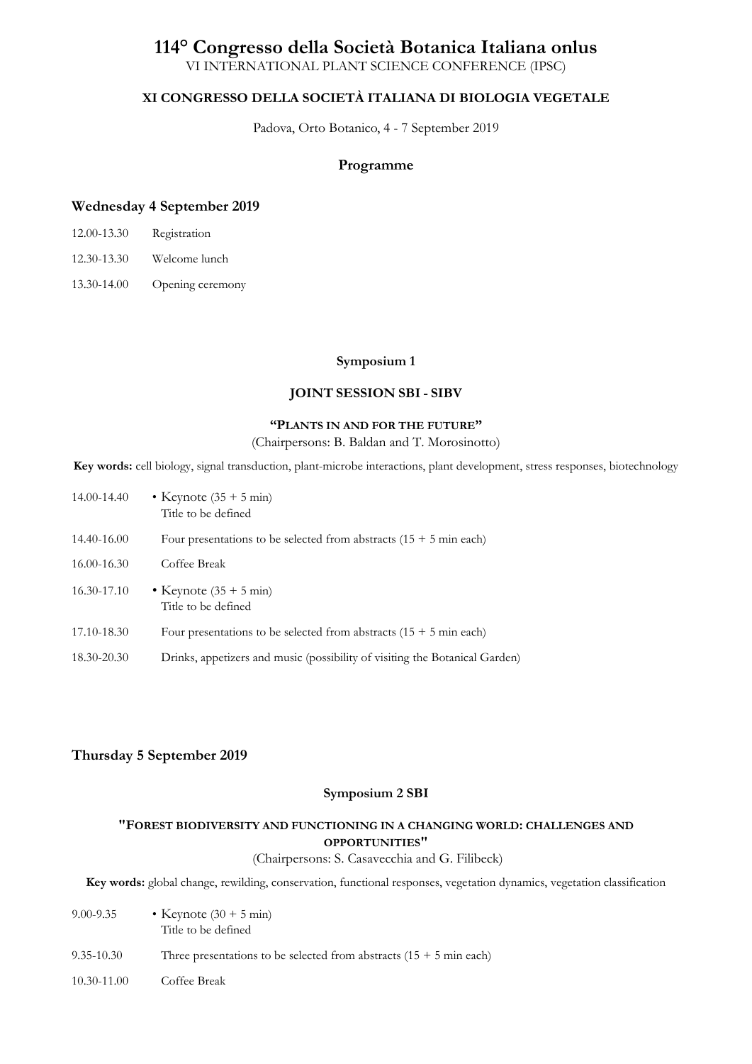# 114° Congresso della Società Botanica Italiana onlus

VI INTERNATIONAL PLANT SCIENCE CONFERENCE (IPSC)

**XI CONGRESSO DELLA SOCIETÀ ITALIANA DI BIOLOGIA VEGETALE**

Padova, Orto Botanico, 4 - 7 September 2019

## Programme

### Wednesday 4 September 2019

12.00-13.30 Registration

12.30-13.30 Welcome lunch

13.30-14.00 Opening ceremony

**Symposium 1**

**JOINT SESSION SBI - SIBV**

**"PLANTS IN AND FOR THE FUTURE"**

(Chairpersons: B. Baldan and T. Morosinotto)

**Key words:** cell biology, signal transduction, plant-microbe interactions, plant development, stress responses, biotechnology

14.00-14.40 • Keynote (35 + 5 min)
Title to be defined

14.40-16.00 Four presentations to be selected from abstracts (15 + 5 min each)

16.00-16.30 Coffee Break

16.30-17.10 • Keynote (35 + 5 min)
Title to be defined

17.10-18.30 Four presentations to be selected from abstracts (15 + 5 min each)

18.30-20.30 Drinks, appetizers and music (possibility of visiting the Botanical Garden)

### Thursday 5 September 2019

**Symposium 2 SBI**

**"FOREST BIODIVERSITY AND FUNCTIONING IN A CHANGING WORLD: CHALLENGES AND OPPORTUNITIES"**

(Chairpersons: S. Casavecchia and G. Filibeck)

**Key words:** global change, rewilding, conservation, functional responses, vegetation dynamics, vegetation classification

9.00-9.35 • Keynote (30 + 5 min)
Title to be defined

9.35-10.30 Three presentations to be selected from abstracts (15 + 5 min each)

10.30-11.00 Coffee Break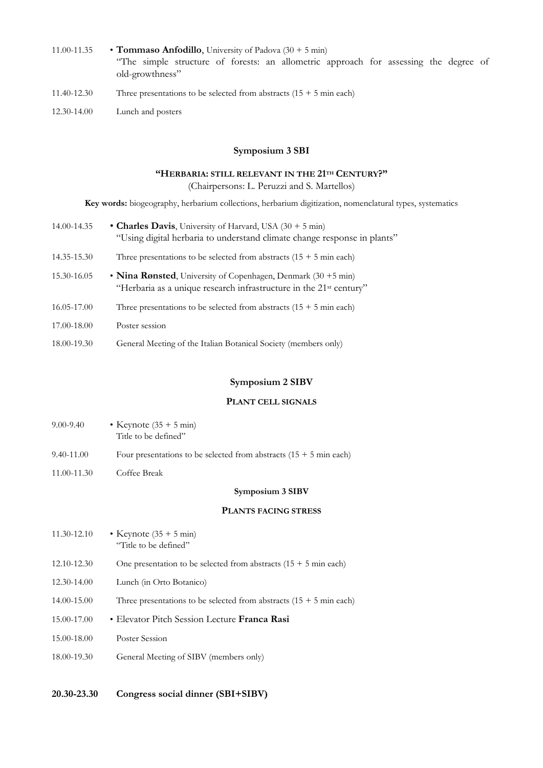11.00-11.35 • **Tommaso Anfodillo**, University of Padova (30 + 5 min)
"The simple structure of forests: an allometric approach for assessing the degree of old-growthness"

11.40-12.30 Three presentations to be selected from abstracts (15 + 5 min each)

12.30-14.00 Lunch and posters

### Symposium 3 SBI

#### "HERBARIA: STILL RELEVANT IN THE 21TH CENTURY?"

(Chairpersons: L. Peruzzi and S. Martellos)

**Key words:** biogeography, herbarium collections, herbarium digitization, nomenclatural types, systematics

14.00-14.35 • **Charles Davis**, University of Harvard, USA (30 + 5 min)
"Using digital herbaria to understand climate change response in plants"

14.35-15.30 Three presentations to be selected from abstracts (15 + 5 min each)

15.30-16.05 • **Nina Rønsted**, University of Copenhagen, Denmark (30 +5 min)
"Herbaria as a unique research infrastructure in the 21st century"

16.05-17.00 Three presentations to be selected from abstracts (15 + 5 min each)

17.00-18.00 Poster session

18.00-19.30 General Meeting of the Italian Botanical Society (members only)

### Symposium 2 SIBV

#### PLANT CELL SIGNALS

9.00-9.40 • Keynote (35 + 5 min)
Title to be defined"

9.40-11.00 Four presentations to be selected from abstracts (15 + 5 min each)

11.00-11.30 Coffee Break

### Symposium 3 SIBV

#### PLANTS FACING STRESS

11.30-12.10 • Keynote (35 + 5 min)
"Title to be defined"

12.10-12.30 One presentation to be selected from abstracts (15 + 5 min each)

12.30-14.00 Lunch (in Orto Botanico)

14.00-15.00 Three presentations to be selected from abstracts (15 + 5 min each)

15.00-17.00 • Elevator Pitch Session Lecture **Franca Rasi**

15.00-18.00 Poster Session

18.00-19.30 General Meeting of SIBV (members only)

**20.30-23.30 Congress social dinner (SBI+SIBV)**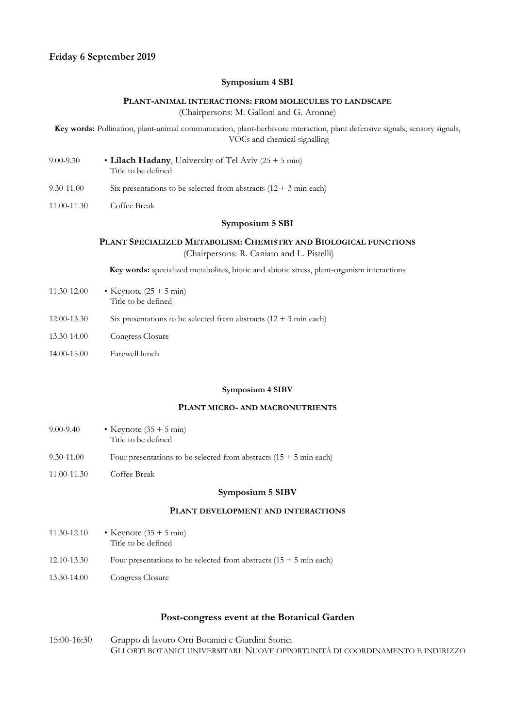## Friday 6 September 2019

### Symposium 4 SBI

**PLANT-ANIMAL INTERACTIONS: FROM MOLECULES TO LANDSCAPE**
(Chairpersons: M. Galloni and G. Aronne)

**Key words:** Pollination, plant-animal communication, plant-herbivore interaction, plant defensive signals, sensory signals, VOCs and chemical signalling

9.00-9.30 • **Lilach Hadany**, University of Tel Aviv (25 + 5 min)
Title to be defined

9.30-11.00 Six presentations to be selected from abstracts (12 + 3 min each)

11.00-11.30 Coffee Break

### Symposium 5 SBI

**PLANT SPECIALIZED METABOLISM: CHEMISTRY AND BIOLOGICAL FUNCTIONS**
(Chairpersons: R. Caniato and L. Pistelli)

**Key words:** specialized metabolites, biotic and abiotic stress, plant-organism interactions

11.30-12.00 • Keynote (25 + 5 min)
Title to be defined

12.00-13.30 Six presentations to be selected from abstracts (12 + 3 min each)

13.30-14.00 Congress Closure

14.00-15.00 Farewell lunch

### Symposium 4 SIBV

**PLANT MICRO- AND MACRONUTRIENTS**

9.00-9.40 • Keynote (35 + 5 min)
Title to be defined

9.30-11.00 Four presentations to be selected from abstracts (15 + 5 min each)

11.00-11.30 Coffee Break

### Symposium 5 SIBV

**PLANT DEVELOPMENT AND INTERACTIONS**

11.30-12.10 • Keynote (35 + 5 min)
Title to be defined

12.10-13.30 Four presentations to be selected from abstracts (15 + 5 min each)

13.30-14.00 Congress Closure

## Post-congress event at the Botanical Garden

15:00-16:30 Gruppo di lavoro Orti Botanici e Giardini Storici
GLI ORTI BOTANICI UNIVERSITARI: NUOVE OPPORTUNITÀ DI COORDINAMENTO E INDIRIZZO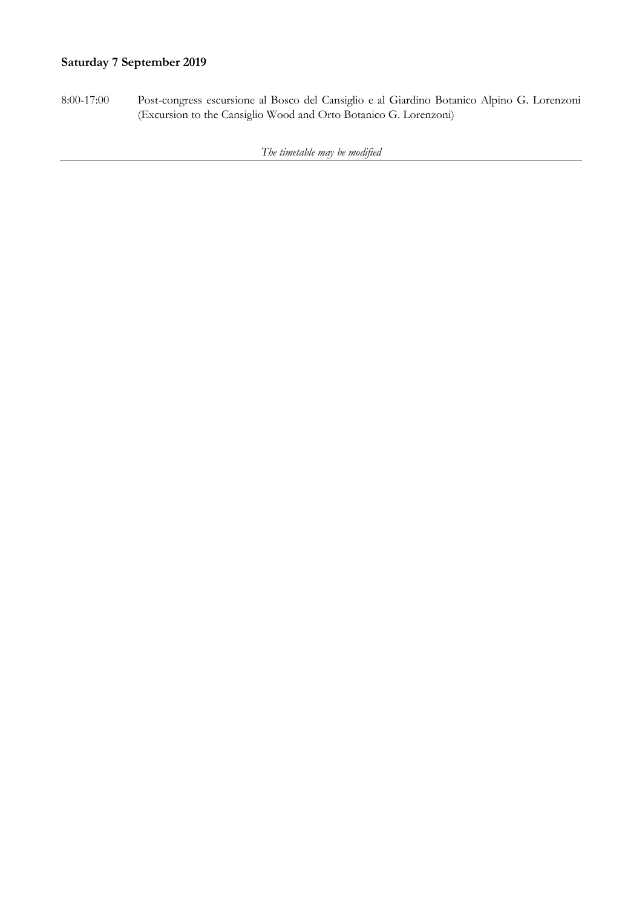**Saturday 7 September 2019**

8:00-17:00 Post-congress escursione al Bosco del Cansiglio e al Giardino Botanico Alpino G. Lorenzoni (Excursion to the Cansiglio Wood and Orto Botanico G. Lorenzoni)

*The timetable may be modified*